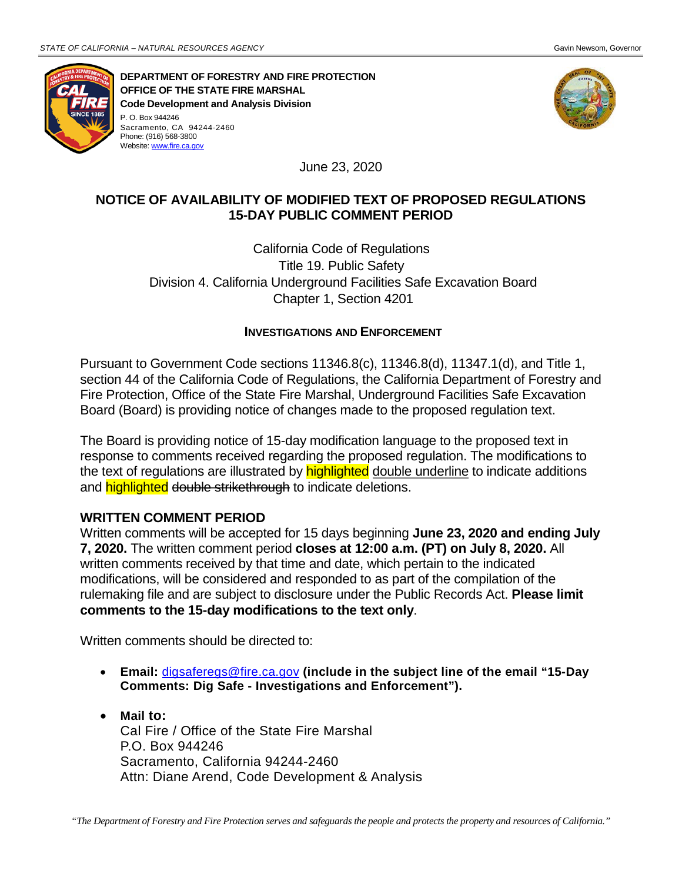STATE OF CALIFORNIA – NATURAL RESOURCES AGENCY Gavin Newsom, Governor

**DEPARTMENT OF FORESTRY AND FIRE PROTECTION**
**OFFICE OF THE STATE FIRE MARSHAL**
**Code Development and Analysis Division**
P. O. Box 944246
Sacramento, CA 94244-2460
Phone: (916) 568-3800
Website: www.fire.ca.gov

June 23, 2020

## NOTICE OF AVAILABILITY OF MODIFIED TEXT OF PROPOSED REGULATIONS 15-DAY PUBLIC COMMENT PERIOD

California Code of Regulations
Title 19. Public Safety
Division 4. California Underground Facilities Safe Excavation Board
Chapter 1, Section 4201

### INVESTIGATIONS AND ENFORCEMENT

Pursuant to Government Code sections 11346.8(c), 11346.8(d), 11347.1(d), and Title 1, section 44 of the California Code of Regulations, the California Department of Forestry and Fire Protection, Office of the State Fire Marshal, Underground Facilities Safe Excavation Board (Board) is providing notice of changes made to the proposed regulation text.

The Board is providing notice of 15-day modification language to the proposed text in response to comments received regarding the proposed regulation. The modifications to the text of regulations are illustrated by highlighted double underline to indicate additions and highlighted ~~double strikethrough~~ to indicate deletions.

### WRITTEN COMMENT PERIOD

Written comments will be accepted for 15 days beginning **June 23, 2020 and ending July 7, 2020.** The written comment period **closes at 12:00 a.m. (PT) on July 8, 2020.** All written comments received by that time and date, which pertain to the indicated modifications, will be considered and responded to as part of the compilation of the rulemaking file and are subject to disclosure under the Public Records Act. **Please limit comments to the 15-day modifications to the text only**.

Written comments should be directed to:

- **Email:** digsaferegs@fire.ca.gov **(include in the subject line of the email "15-Day Comments: Dig Safe - Investigations and Enforcement").**

- **Mail to:**
  Cal Fire / Office of the State Fire Marshal
  P.O. Box 944246
  Sacramento, California 94244-2460
  Attn: Diane Arend, Code Development & Analysis

*"The Department of Forestry and Fire Protection serves and safeguards the people and protects the property and resources of California."*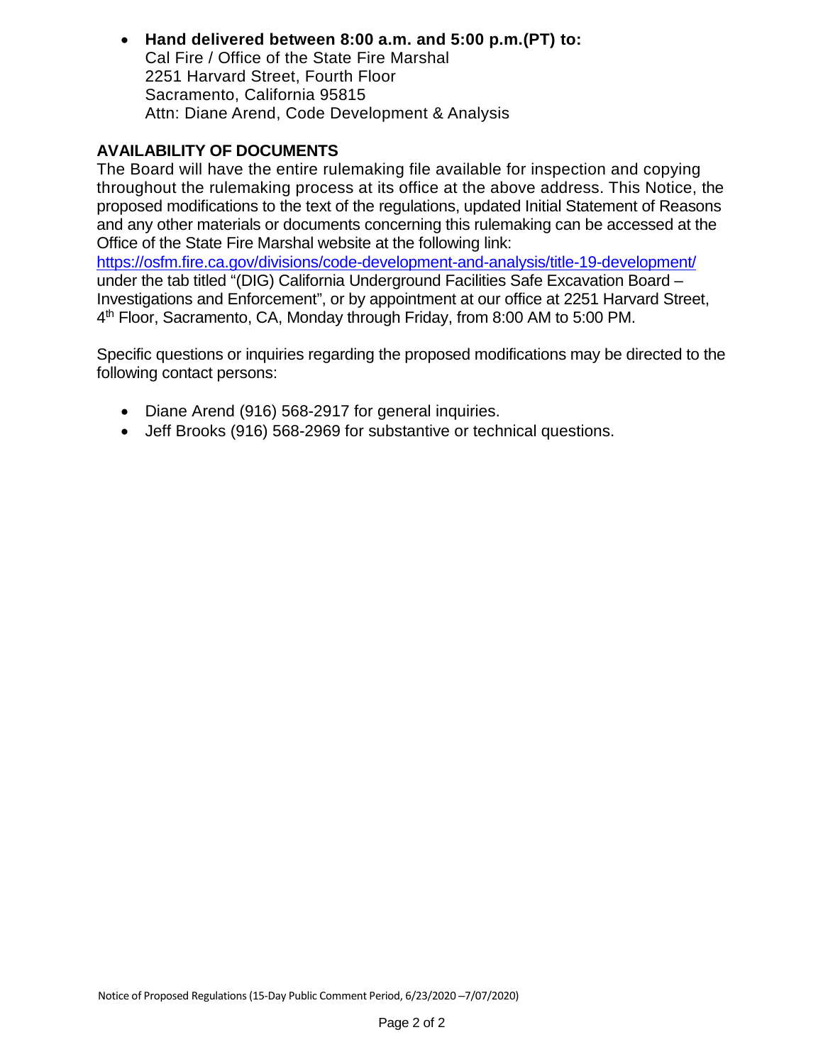- **Hand delivered between 8:00 a.m. and 5:00 p.m.(PT) to:**
  Cal Fire / Office of the State Fire Marshal
  2251 Harvard Street, Fourth Floor
  Sacramento, California 95815
  Attn: Diane Arend, Code Development & Analysis

**AVAILABILITY OF DOCUMENTS**

The Board will have the entire rulemaking file available for inspection and copying throughout the rulemaking process at its office at the above address. This Notice, the proposed modifications to the text of the regulations, updated Initial Statement of Reasons and any other materials or documents concerning this rulemaking can be accessed at the Office of the State Fire Marshal website at the following link: https://osfm.fire.ca.gov/divisions/code-development-and-analysis/title-19-development/ under the tab titled "(DIG) California Underground Facilities Safe Excavation Board – Investigations and Enforcement", or by appointment at our office at 2251 Harvard Street, 4th Floor, Sacramento, CA, Monday through Friday, from 8:00 AM to 5:00 PM.

Specific questions or inquiries regarding the proposed modifications may be directed to the following contact persons:

- Diane Arend (916) 568-2917 for general inquiries.
- Jeff Brooks (916) 568-2969 for substantive or technical questions.

Notice of Proposed Regulations (15-Day Public Comment Period, 6/23/2020 –7/07/2020)